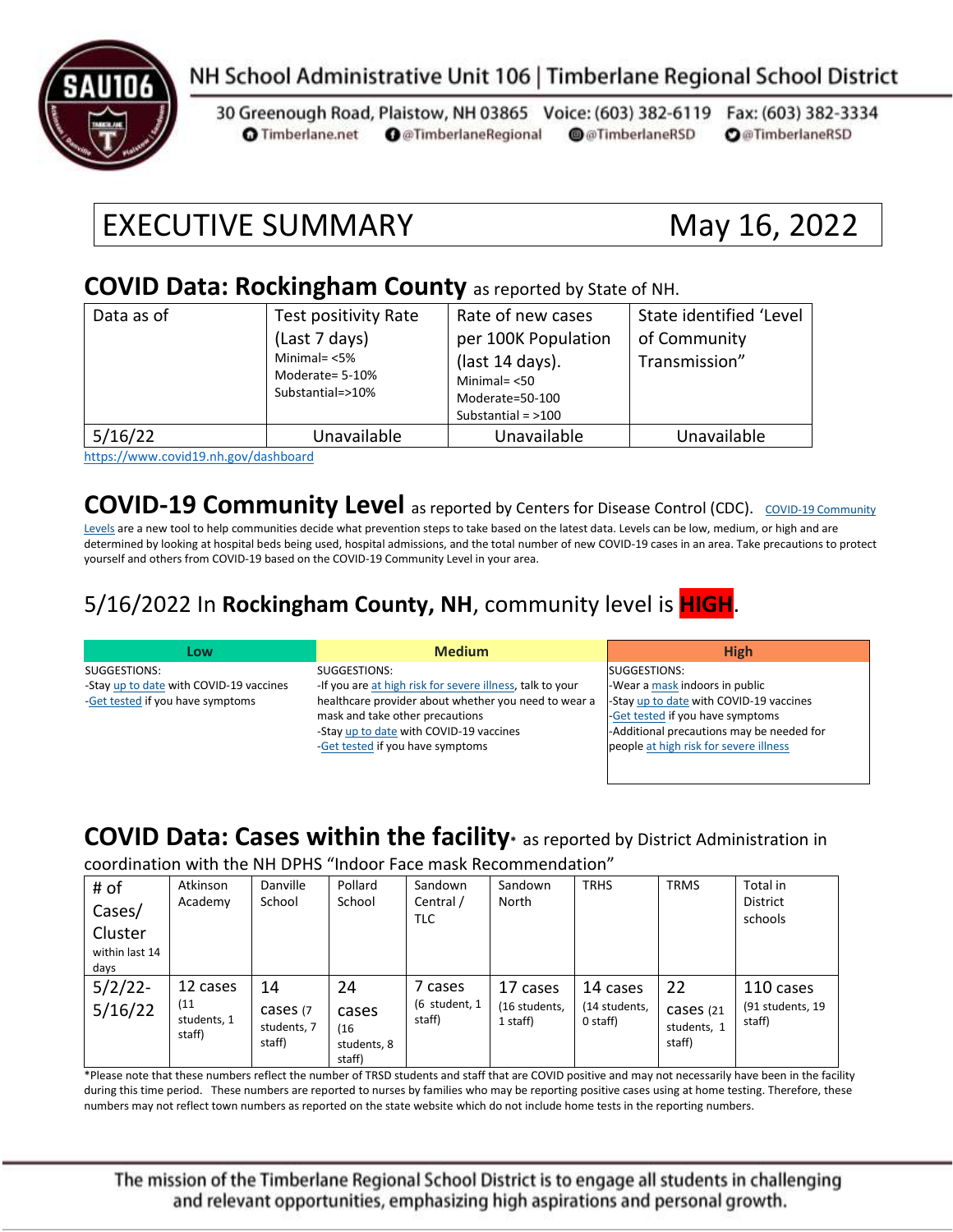NH School Administrative Unit 106 | Timberlane Regional School District

30 Greenough Road, Plaistow, NH 03865 Voice: (603) 382-6119 Fax: (603) 382-3334
Timberlane.net @TimberlaneRegional @TimberlaneRSD @TimberlaneRSD

# EXECUTIVE SUMMARY May 16, 2022

## COVID Data: Rockingham County as reported by State of NH.

| Data as of | Test positivity Rate (Last 7 days) Minimal= <5% Moderate= 5-10% Substantial=>10% | Rate of new cases per 100K Population (last 14 days). Minimal= <50 Moderate=50-100 Substantial = >100 | State identified 'Level of Community Transmission" |
|---|---|---|---|
| 5/16/22 | Unavailable | Unavailable | Unavailable |

https://www.covid19.nh.gov/dashboard

## COVID-19 Community Level as reported by Centers for Disease Control (CDC).

COVID-19 Community Levels are a new tool to help communities decide what prevention steps to take based on the latest data. Levels can be low, medium, or high and are determined by looking at hospital beds being used, hospital admissions, and the total number of new COVID-19 cases in an area. Take precautions to protect yourself and others from COVID-19 based on the COVID-19 Community Level in your area.

### 5/16/2022 In **Rockingham County, NH**, community level is **HIGH**.

| Low | Medium | High |
|---|---|---|
| SUGGESTIONS:<br>-Stay up to date with COVID-19 vaccines<br>-Get tested if you have symptoms | SUGGESTIONS:<br>-If you are at high risk for severe illness, talk to your healthcare provider about whether you need to wear a mask and take other precautions<br>-Stay up to date with COVID-19 vaccines<br>-Get tested if you have symptoms | SUGGESTIONS:<br>-Wear a mask indoors in public<br>-Stay up to date with COVID-19 vaccines<br>-Get tested if you have symptoms<br>-Additional precautions may be needed for people at high risk for severe illness |

## COVID Data: Cases within the facility* as reported by District Administration in coordination with the NH DPHS "Indoor Face mask Recommendation"

| # of Cases/ Cluster within last 14 days | Atkinson Academy | Danville School | Pollard School | Sandown Central / TLC | Sandown North | TRHS | TRMS | Total in District schools |
|---|---|---|---|---|---|---|---|---|
| 5/2/22-5/16/22 | 12 cases (11 students, 1 staff) | 14 cases (7 students, 7 staff) | 24 cases (16 students, 8 staff) | 7 cases (6 student, 1 staff) | 17 cases (16 students, 1 staff) | 14 cases (14 students, 0 staff) | 22 cases (21 students, 1 staff) | 110 cases (91 students, 19 staff) |

*Please note that these numbers reflect the number of TRSD students and staff that are COVID positive and may not necessarily have been in the facility during this time period. These numbers are reported to nurses by families who may be reporting positive cases using at home testing. Therefore, these numbers may not reflect town numbers as reported on the state website which do not include home tests in the reporting numbers.

The mission of the Timberlane Regional School District is to engage all students in challenging and relevant opportunities, emphasizing high aspirations and personal growth.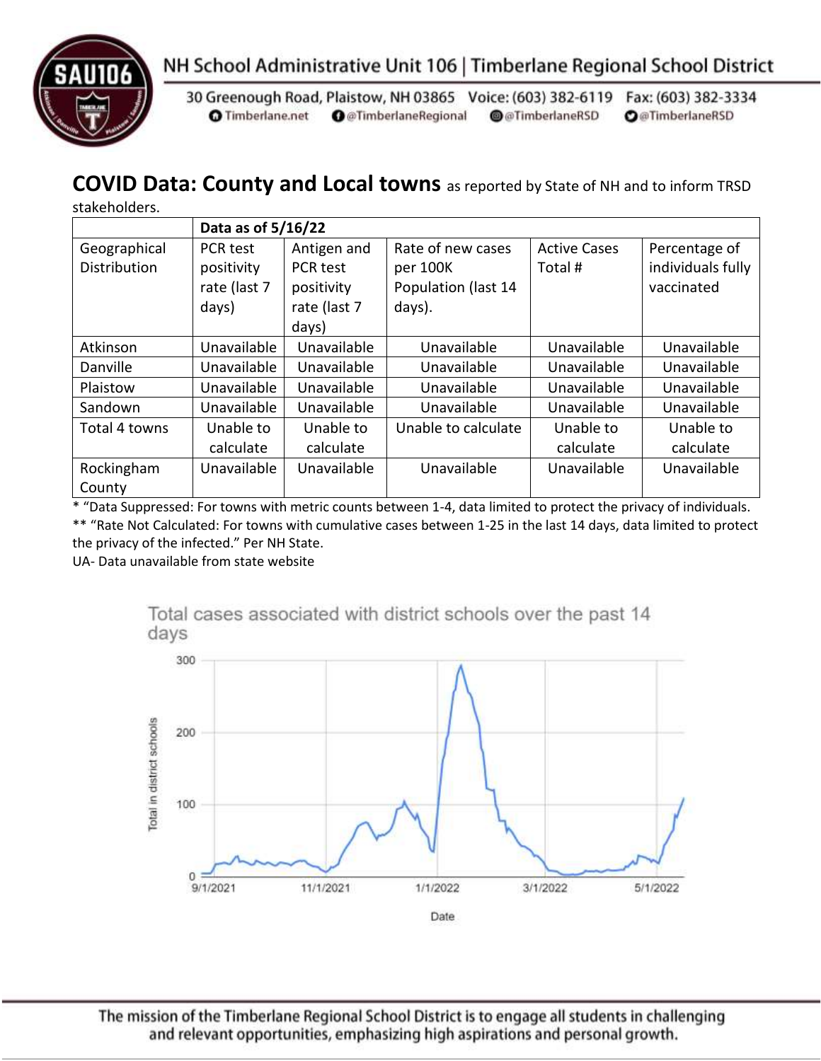NH School Administrative Unit 106 | Timberlane Regional School District

30 Greenough Road, Plaistow, NH 03865 Voice: (603) 382-6119 Fax: (603) 382-3334
Timberlane.net @TimberlaneRegional @TimberlaneRSD @TimberlaneRSD

## **COVID Data: County and Local towns** as reported by State of NH and to inform TRSD stakeholders.

| | Data as of 5/16/22 | | | | |
|---|---|---|---|---|---|
| Geographical Distribution | PCR test positivity rate (last 7 days) | Antigen and PCR test positivity rate (last 7 days) | Rate of new cases per 100K Population (last 14 days). | Active Cases Total # | Percentage of individuals fully vaccinated |
| Atkinson | Unavailable | Unavailable | Unavailable | Unavailable | Unavailable |
| Danville | Unavailable | Unavailable | Unavailable | Unavailable | Unavailable |
| Plaistow | Unavailable | Unavailable | Unavailable | Unavailable | Unavailable |
| Sandown | Unavailable | Unavailable | Unavailable | Unavailable | Unavailable |
| Total 4 towns | Unable to calculate | Unable to calculate | Unable to calculate | Unable to calculate | Unable to calculate |
| Rockingham County | Unavailable | Unavailable | Unavailable | Unavailable | Unavailable |

* "Data Suppressed: For towns with metric counts between 1-4, data limited to protect the privacy of individuals.
** "Rate Not Calculated: For towns with cumulative cases between 1-25 in the last 14 days, data limited to protect the privacy of the infected." Per NH State.
UA- Data unavailable from state website

Total cases associated with district schools over the past 14 days

Total in district schools

300
200
100
0

9/1/2021
11/1/2021
1/1/2022
3/1/2022
5/1/2022

Date

The mission of the Timberlane Regional School District is to engage all students in challenging and relevant opportunities, emphasizing high aspirations and personal growth.